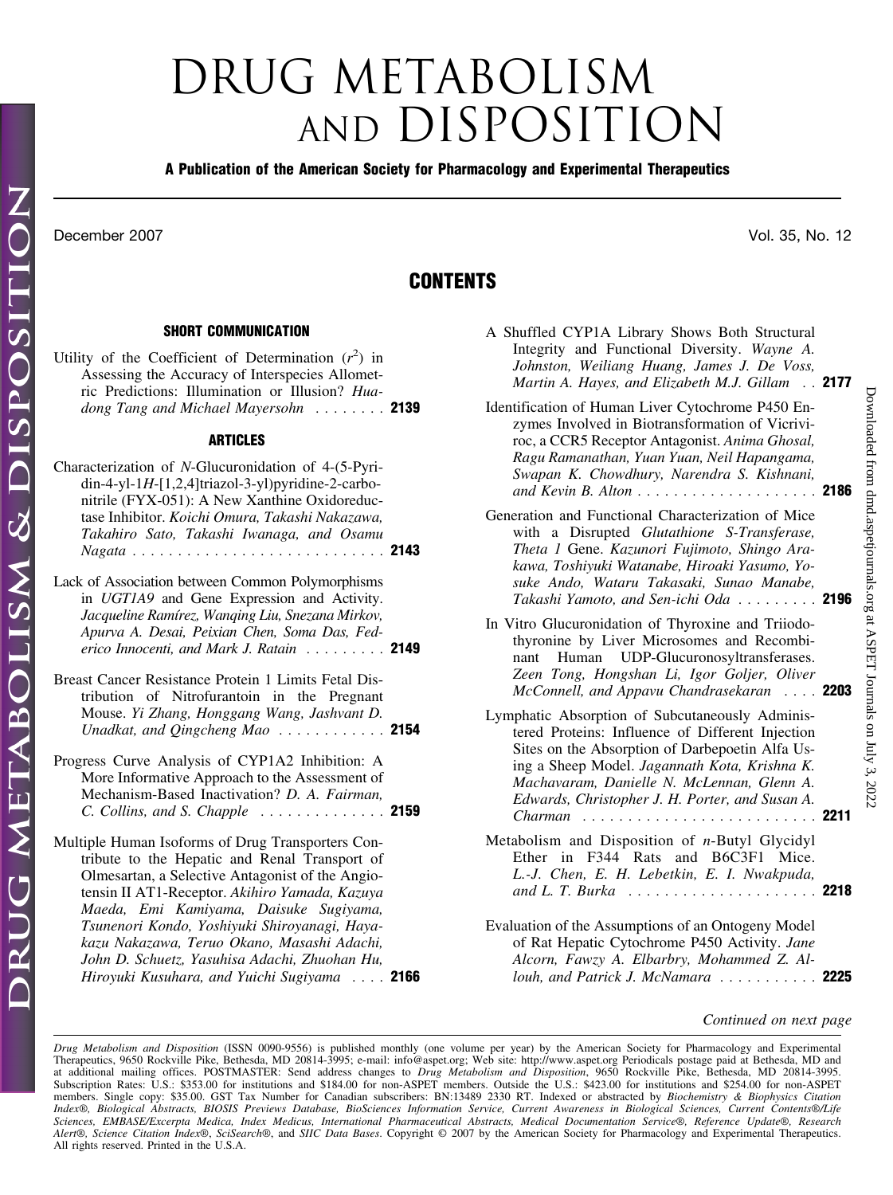# DRUG METABOLISM AND DISPOSITION

**A Publication of the American Society for Pharmacology and Experimental Therapeutics**

December 2007 Vol. 35, No. 12

## CONTENTS

### SHORT COMMUNICATION

Utility of the Coefficient of Determination ($r^2$) in Assessing the Accuracy of Interspecies Allometric Predictions: Illumination or Illusion? *Huadong Tang and Michael Mayersohn* . . . . . . . . **2139**

### ARTICLES

Characterization of *N*-Glucuronidation of 4-(5-Pyridin-4-yl-1*H*-[1,2,4]triazol-3-yl)pyridine-2-carbonitrile (FYX-051): A New Xanthine Oxidoreductase Inhibitor. *Koichi Omura, Takashi Nakazawa, Takahiro Sato, Takashi Iwanaga, and Osamu Nagata* . . . . . . . . . . . . . . . . . . . . . . . . . . . . **2143**

Lack of Association between Common Polymorphisms in *UGT1A9* and Gene Expression and Activity. *Jacqueline Ramírez, Wanqing Liu, Snezana Mirkov, Apurva A. Desai, Peixian Chen, Soma Das, Federico Innocenti, and Mark J. Ratain* . . . . . . . . . **2149**

Breast Cancer Resistance Protein 1 Limits Fetal Distribution of Nitrofurantoin in the Pregnant Mouse. *Yi Zhang, Honggang Wang, Jashvant D. Unadkat, and Qingcheng Mao* . . . . . . . . . . . . **2154**

Progress Curve Analysis of CYP1A2 Inhibition: A More Informative Approach to the Assessment of Mechanism-Based Inactivation? *D. A. Fairman, C. Collins, and S. Chapple* . . . . . . . . . . . . . . **2159**

Multiple Human Isoforms of Drug Transporters Contribute to the Hepatic and Renal Transport of Olmesartan, a Selective Antagonist of the Angiotensin II AT1-Receptor. *Akihiro Yamada, Kazuya Maeda, Emi Kamiyama, Daisuke Sugiyama, Tsunenori Kondo, Yoshiyuki Shiroyanagi, Hayakazu Nakazawa, Teruo Okano, Masashi Adachi, John D. Schuetz, Yasuhisa Adachi, Zhuohan Hu, Hiroyuki Kusuhara, and Yuichi Sugiyama* . . . . **2166**

A Shuffled CYP1A Library Shows Both Structural Integrity and Functional Diversity. *Wayne A. Johnston, Weiliang Huang, James J. De Voss, Martin A. Hayes, and Elizabeth M.J. Gillam* . . **2177**

Identification of Human Liver Cytochrome P450 Enzymes Involved in Biotransformation of Vicriviroc, a CCR5 Receptor Antagonist. *Anima Ghosal, Ragu Ramanathan, Yuan Yuan, Neil Hapangama, Swapan K. Chowdhury, Narendra S. Kishnani, and Kevin B. Alton* . . . . . . . . . . . . . . . . . . . . **2186**

Generation and Functional Characterization of Mice with a Disrupted *Glutathione S-Transferase, Theta 1* Gene. *Kazunori Fujimoto, Shingo Arakawa, Toshiyuki Watanabe, Hiroaki Yasumo, Yosuke Ando, Wataru Takasaki, Sunao Manabe, Takashi Yamoto, and Sen-ichi Oda* . . . . . . . . . **2196**

In Vitro Glucuronidation of Thyroxine and Triiodothyronine by Liver Microsomes and Recombinant Human UDP-Glucuronosyltransferases. *Zeen Tong, Hongshan Li, Igor Goljer, Oliver McConnell, and Appavu Chandrasekaran* . . . . **2203**

Lymphatic Absorption of Subcutaneously Administered Proteins: Influence of Different Injection Sites on the Absorption of Darbepoetin Alfa Using a Sheep Model. *Jagannath Kota, Krishna K. Machavaram, Danielle N. McLennan, Glenn A. Edwards, Christopher J. H. Porter, and Susan A. Charman* . . . . . . . . . . . . . . . . . . . . . . . . . . **2211**

Metabolism and Disposition of *n*-Butyl Glycidyl Ether in F344 Rats and B6C3F1 Mice. *L.-J. Chen, E. H. Lebetkin, E. I. Nwakpuda, and L. T. Burka* . . . . . . . . . . . . . . . . . . . . . **2218**

Evaluation of the Assumptions of an Ontogeny Model of Rat Hepatic Cytochrome P450 Activity. *Jane Alcorn, Fawzy A. Elbarbry, Mohammed Z. Allouh, and Patrick J. McNamara* . . . . . . . . . . . **2225**

*Continued on next page*

*Drug Metabolism and Disposition* (ISSN 0090-9556) is published monthly (one volume per year) by the American Society for Pharmacology and Experimental Therapeutics, 9650 Rockville Pike, Bethesda, MD 20814-3995; e-mail: info@aspet.org; Web site: http://www.aspet.org Periodicals postage paid at Bethesda, MD and at additional mailing offices. POSTMASTER: Send address changes to *Drug Metabolism and Disposition*, 9650 Rockville Pike, Bethesda, MD 20814-3995. Subscription Rates: U.S.: $353.00 for institutions and $184.00 for non-ASPET members. Outside the U.S.: $423.00 for institutions and $254.00 for non-ASPET members. Single copy: $35.00. GST Tax Number for Canadian subscribers: BN:13489 2330 RT. Indexed or abstracted by *Biochemistry & Biophysics Citation Index®, Biological Abstracts, BIOSIS Previews Database, BioSciences Information Service, Current Awareness in Biological Sciences, Current Contents®/Life Sciences, EMBASE/Excerpta Medica, Index Medicus, International Pharmaceutical Abstracts, Medical Documentation Service®, Reference Update®, Research Alert®, Science Citation Index®, SciSearch®*, and *SIIC Data Bases*. Copyright © 2007 by the American Society for Pharmacology and Experimental Therapeutics. All rights reserved. Printed in the U.S.A.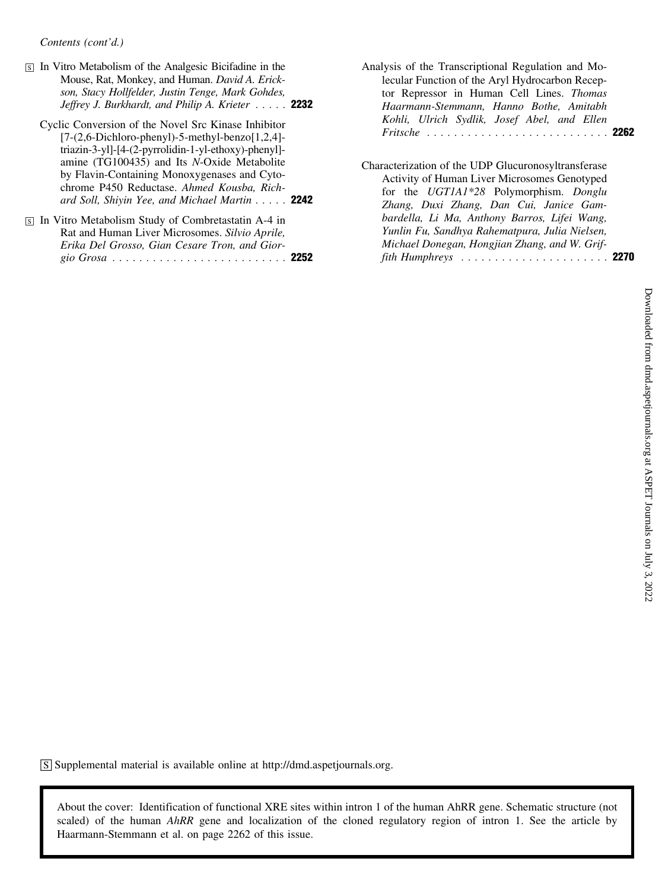*Contents (cont'd.)*

[S] In Vitro Metabolism of the Analgesic Bicifadine in the Mouse, Rat, Monkey, and Human. *David A. Erickson, Stacy Hollfelder, Justin Tenge, Mark Gohdes, Jeffrey J. Burkhardt, and Philip A. Krieter* . . . . . **2232**

Cyclic Conversion of the Novel Src Kinase Inhibitor [7-(2,6-Dichloro-phenyl)-5-methyl-benzo[1,2,4]-triazin-3-yl]-[4-(2-pyrrolidin-1-yl-ethoxy)-phenyl]-amine (TG100435) and Its *N*-Oxide Metabolite by Flavin-Containing Monoxygenases and Cytochrome P450 Reductase. *Ahmed Kousba, Richard Soll, Shiyin Yee, and Michael Martin* . . . . . **2242**

[S] In Vitro Metabolism Study of Combretastatin A-4 in Rat and Human Liver Microsomes. *Silvio Aprile, Erika Del Grosso, Gian Cesare Tron, and Giorgio Grosa* . . . . . . . . . . . . . . . . . . . . . . . . . . **2252**

Analysis of the Transcriptional Regulation and Molecular Function of the Aryl Hydrocarbon Receptor Repressor in Human Cell Lines. *Thomas Haarmann-Stemmann, Hanno Bothe, Amitabh Kohli, Ulrich Sydlik, Josef Abel, and Ellen Fritsche* . . . . . . . . . . . . . . . . . . . . . . . . . . . . **2262**

Characterization of the UDP Glucuronosyltransferase Activity of Human Liver Microsomes Genotyped for the *UGT1A1\*28* Polymorphism. *Donglu Zhang, Duxi Zhang, Dan Cui, Janice Gambardella, Li Ma, Anthony Barros, Lifei Wang, Yunlin Fu, Sandhya Rahematpura, Julia Nielsen, Michael Donegan, Hongjian Zhang, and W. Griffith Humphreys* . . . . . . . . . . . . . . . . . . . . . . **2270**

[S] Supplemental material is available online at http://dmd.aspetjournals.org.

About the cover: Identification of functional XRE sites within intron 1 of the human AhRR gene. Schematic structure (not scaled) of the human *AhRR* gene and localization of the cloned regulatory region of intron 1. See the article by Haarmann-Stemmann et al. on page 2262 of this issue.